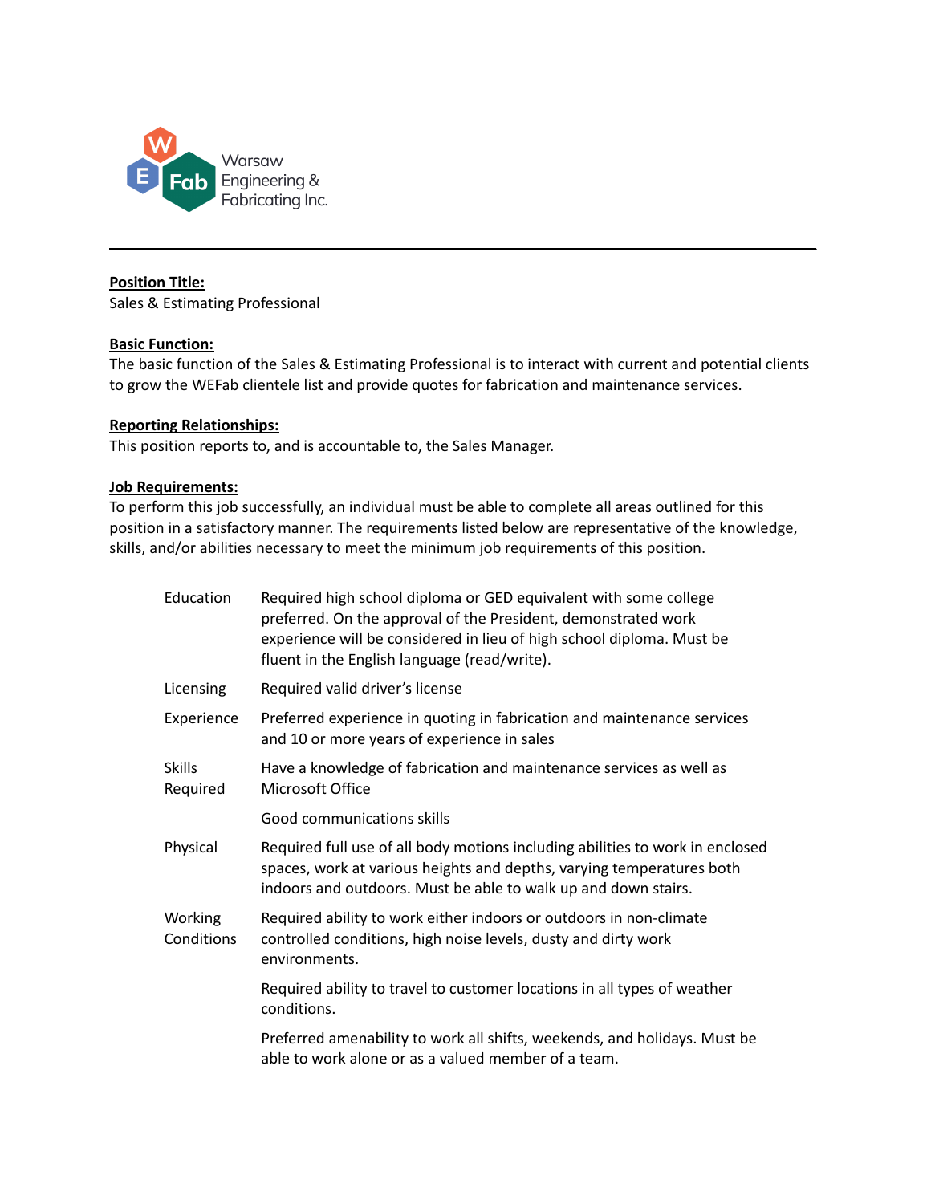Warsaw Engineering & Fabricating Inc.

---

**Position Title:**
Sales & Estimating Professional

**Basic Function:**
The basic function of the Sales & Estimating Professional is to interact with current and potential clients to grow the WEFab clientele list and provide quotes for fabrication and maintenance services.

**Reporting Relationships:**
This position reports to, and is accountable to, the Sales Manager.

**Job Requirements:**
To perform this job successfully, an individual must be able to complete all areas outlined for this position in a satisfactory manner. The requirements listed below are representative of the knowledge, skills, and/or abilities necessary to meet the minimum job requirements of this position.

| | |
|---|---|
| Education | Required high school diploma or GED equivalent with some college preferred. On the approval of the President, demonstrated work experience will be considered in lieu of high school diploma. Must be fluent in the English language (read/write). |
| Licensing | Required valid driver's license |
| Experience | Preferred experience in quoting in fabrication and maintenance services and 10 or more years of experience in sales |
| Skills Required | Have a knowledge of fabrication and maintenance services as well as Microsoft Office |
| | Good communications skills |
| Physical | Required full use of all body motions including abilities to work in enclosed spaces, work at various heights and depths, varying temperatures both indoors and outdoors. Must be able to walk up and down stairs. |
| Working Conditions | Required ability to work either indoors or outdoors in non-climate controlled conditions, high noise levels, dusty and dirty work environments. |
| | Required ability to travel to customer locations in all types of weather conditions. |
| | Preferred amenability to work all shifts, weekends, and holidays. Must be able to work alone or as a valued member of a team. |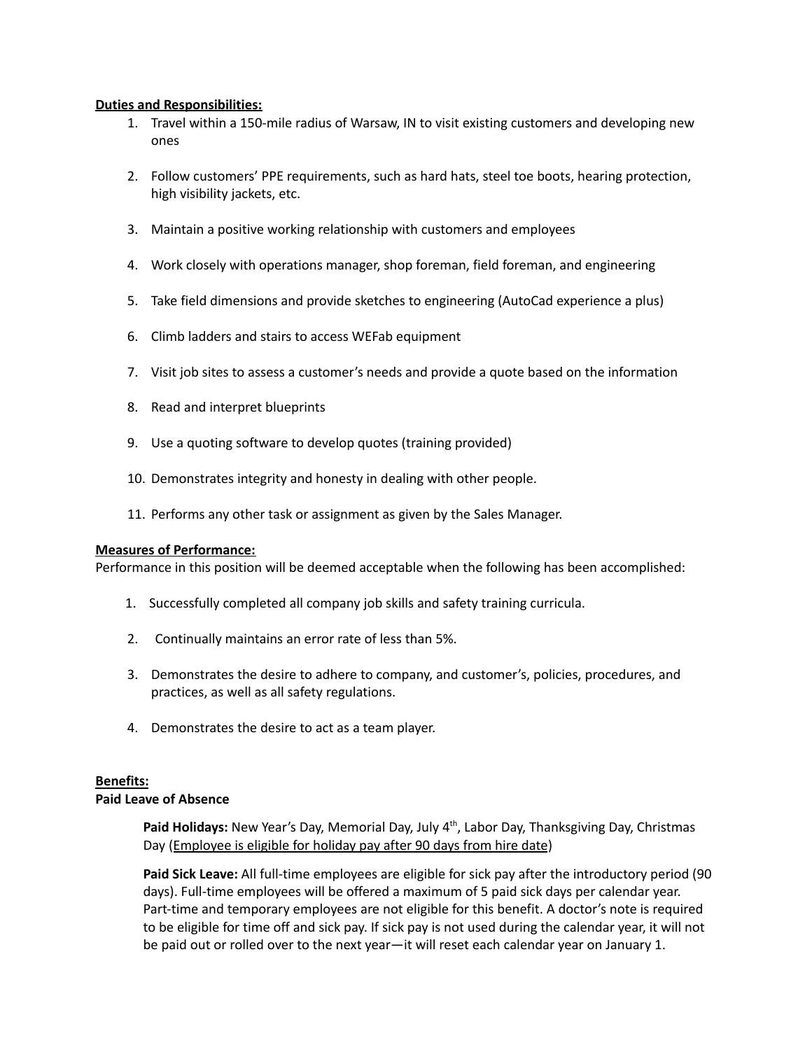**Duties and Responsibilities:**

1. Travel within a 150-mile radius of Warsaw, IN to visit existing customers and developing new ones

2. Follow customers' PPE requirements, such as hard hats, steel toe boots, hearing protection, high visibility jackets, etc.

3. Maintain a positive working relationship with customers and employees

4. Work closely with operations manager, shop foreman, field foreman, and engineering

5. Take field dimensions and provide sketches to engineering (AutoCad experience a plus)

6. Climb ladders and stairs to access WEFab equipment

7. Visit job sites to assess a customer's needs and provide a quote based on the information

8. Read and interpret blueprints

9. Use a quoting software to develop quotes (training provided)

10. Demonstrates integrity and honesty in dealing with other people.

11. Performs any other task or assignment as given by the Sales Manager.

**Measures of Performance:**

Performance in this position will be deemed acceptable when the following has been accomplished:

1. Successfully completed all company job skills and safety training curricula.

2. Continually maintains an error rate of less than 5%.

3. Demonstrates the desire to adhere to company, and customer's, policies, procedures, and practices, as well as all safety regulations.

4. Demonstrates the desire to act as a team player.

**Benefits:**

**Paid Leave of Absence**

**Paid Holidays:** New Year's Day, Memorial Day, July 4th, Labor Day, Thanksgiving Day, Christmas Day (Employee is eligible for holiday pay after 90 days from hire date)

**Paid Sick Leave:** All full-time employees are eligible for sick pay after the introductory period (90 days). Full-time employees will be offered a maximum of 5 paid sick days per calendar year. Part-time and temporary employees are not eligible for this benefit. A doctor's note is required to be eligible for time off and sick pay. If sick pay is not used during the calendar year, it will not be paid out or rolled over to the next year—it will reset each calendar year on January 1.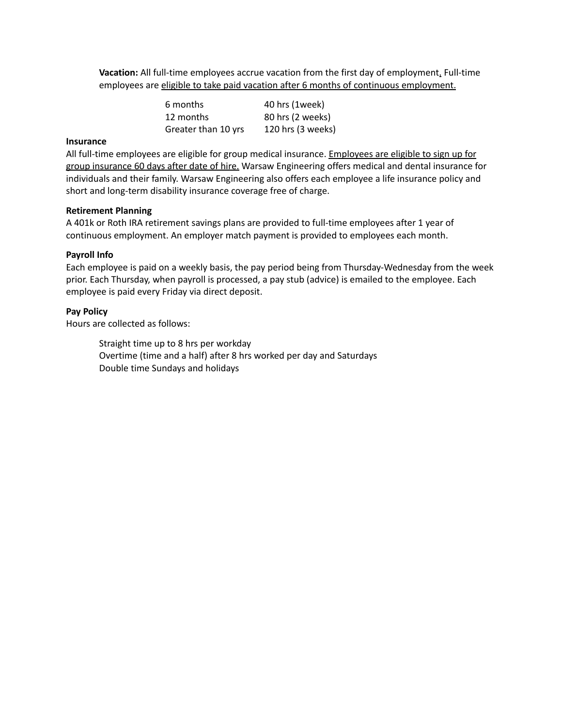**Vacation:** All full-time employees accrue vacation from the first day of employment. Full-time employees are eligible to take paid vacation after 6 months of continuous employment.

| | |
|---|---|
| 6 months | 40 hrs (1week) |
| 12 months | 80 hrs (2 weeks) |
| Greater than 10 yrs | 120 hrs (3 weeks) |

**Insurance**

All full-time employees are eligible for group medical insurance. Employees are eligible to sign up for group insurance 60 days after date of hire. Warsaw Engineering offers medical and dental insurance for individuals and their family. Warsaw Engineering also offers each employee a life insurance policy and short and long-term disability insurance coverage free of charge.

**Retirement Planning**

A 401k or Roth IRA retirement savings plans are provided to full-time employees after 1 year of continuous employment. An employer match payment is provided to employees each month.

**Payroll Info**

Each employee is paid on a weekly basis, the pay period being from Thursday-Wednesday from the week prior. Each Thursday, when payroll is processed, a pay stub (advice) is emailed to the employee. Each employee is paid every Friday via direct deposit.

**Pay Policy**

Hours are collected as follows:

Straight time up to 8 hrs per workday
Overtime (time and a half) after 8 hrs worked per day and Saturdays
Double time Sundays and holidays